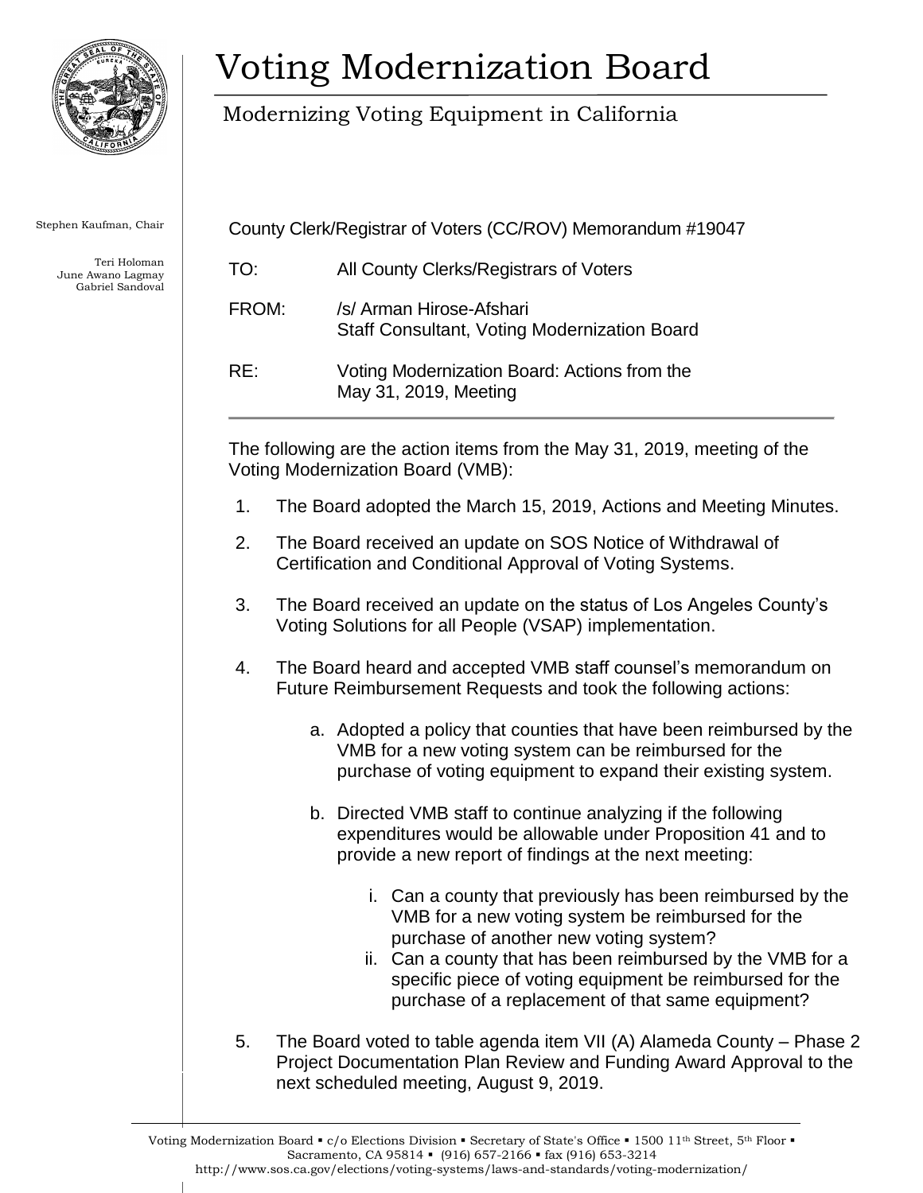# Voting Modernization Board

## Modernizing Voting Equipment in California

Stephen Kaufman, Chair

Teri Holoman
June Awano Lagmay
Gabriel Sandoval

County Clerk/Registrar of Voters (CC/ROV) Memorandum #19047

TO: All County Clerks/Registrars of Voters

FROM: /s/ Arman Hirose-Afshari
Staff Consultant, Voting Modernization Board

RE: Voting Modernization Board: Actions from the May 31, 2019, Meeting

---

The following are the action items from the May 31, 2019, meeting of the Voting Modernization Board (VMB):

1. The Board adopted the March 15, 2019, Actions and Meeting Minutes.

2. The Board received an update on SOS Notice of Withdrawal of Certification and Conditional Approval of Voting Systems.

3. The Board received an update on the status of Los Angeles County's Voting Solutions for all People (VSAP) implementation.

4. The Board heard and accepted VMB staff counsel's memorandum on Future Reimbursement Requests and took the following actions:

    a. Adopted a policy that counties that have been reimbursed by the VMB for a new voting system can be reimbursed for the purchase of voting equipment to expand their existing system.

    b. Directed VMB staff to continue analyzing if the following expenditures would be allowable under Proposition 41 and to provide a new report of findings at the next meeting:

        i. Can a county that previously has been reimbursed by the VMB for a new voting system be reimbursed for the purchase of another new voting system?
        ii. Can a county that has been reimbursed by the VMB for a specific piece of voting equipment be reimbursed for the purchase of a replacement of that same equipment?

5. The Board voted to table agenda item VII (A) Alameda County – Phase 2 Project Documentation Plan Review and Funding Award Approval to the next scheduled meeting, August 9, 2019.

Voting Modernization Board ▪ c/o Elections Division ▪ Secretary of State's Office ▪ 1500 11th Street, 5th Floor ▪ Sacramento, CA 95814 ▪ (916) 657-2166 ▪ fax (916) 653-3214
http://www.sos.ca.gov/elections/voting-systems/laws-and-standards/voting-modernization/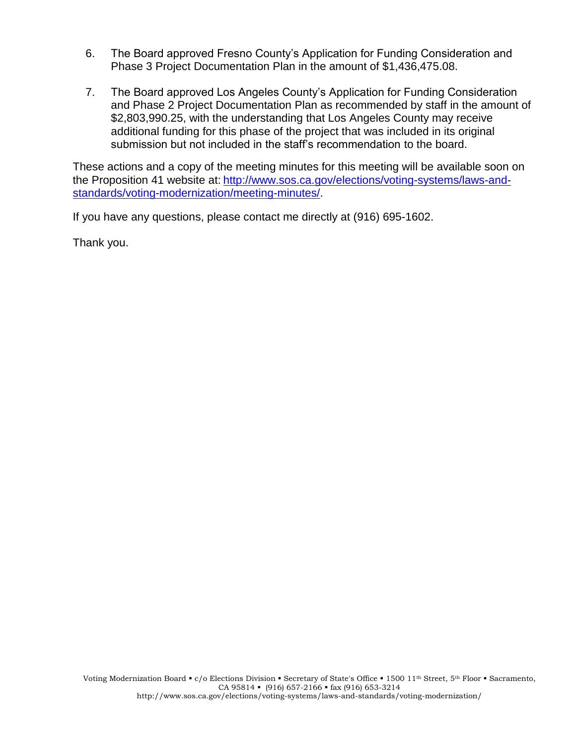6. The Board approved Fresno County's Application for Funding Consideration and Phase 3 Project Documentation Plan in the amount of $1,436,475.08.

7. The Board approved Los Angeles County's Application for Funding Consideration and Phase 2 Project Documentation Plan as recommended by staff in the amount of $2,803,990.25, with the understanding that Los Angeles County may receive additional funding for this phase of the project that was included in its original submission but not included in the staff's recommendation to the board.

These actions and a copy of the meeting minutes for this meeting will be available soon on the Proposition 41 website at: [http://www.sos.ca.gov/elections/voting-systems/laws-and-standards/voting-modernization/meeting-minutes/](http://www.sos.ca.gov/elections/voting-systems/laws-and-standards/voting-modernization/meeting-minutes/).

If you have any questions, please contact me directly at (916) 695-1602.

Thank you.